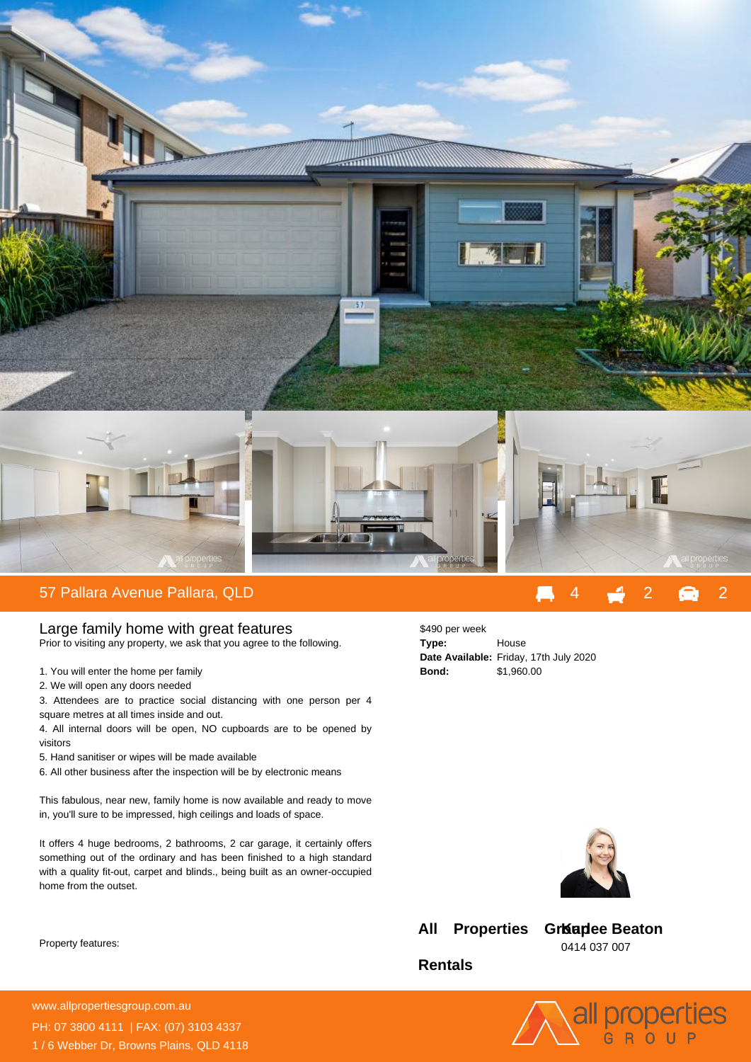# 57 Pallara Avenue Pallara, QLD

4 2 2

## Large family home with great features

Prior to visiting any property, we ask that you agree to the following.

1. You will enter the home per family
2. We will open any doors needed
3. Attendees are to practice social distancing with one person per 4 square metres at all times inside and out.
4. All internal doors will be open, NO cupboards are to be opened by visitors
5. Hand sanitiser or wipes will be made available
6. All other business after the inspection will be by electronic means

This fabulous, near new, family home is now available and ready to move in, you'll sure to be impressed, high ceilings and loads of space.

It offers 4 huge bedrooms, 2 bathrooms, 2 car garage, it certainly offers something out of the ordinary and has been finished to a high standard with a quality fit-out, carpet and blinds., being built as an owner-occupied home from the outset.

Property features:

$490 per week

**Type:** House
**Date Available:** Friday, 17th July 2020
**Bond:** $1,960.00

**All Properties Group Rentals**

**Kaylee Beaton**
0414 037 007

www.allpropertiesgroup.com.au
PH: 07 3800 4111 | FAX: (07) 3103 4337
1 / 6 Webber Dr, Browns Plains, QLD 4118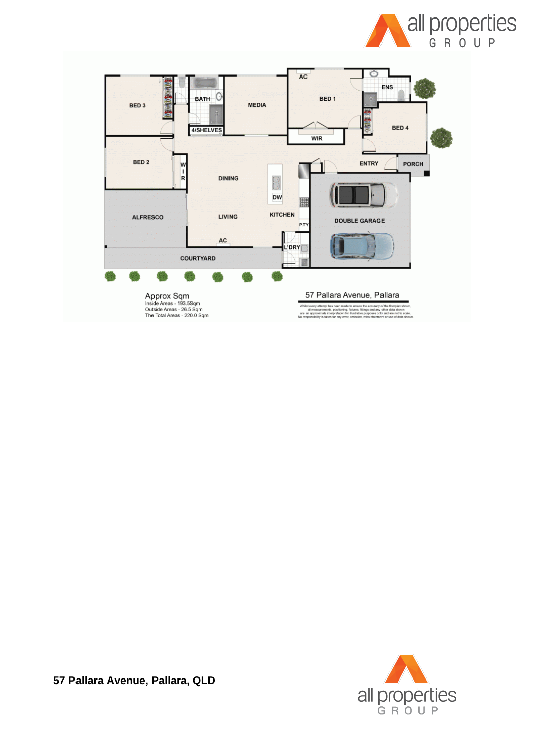Approx Sqm
Inside Areas - 193.5Sqm
Outside Areas - 26.5 Sqm
The Total Areas - 220.0 Sqm

57 Pallara Avenue, Pallara

Whilst every attempt has been made to ensure the accuracy of the floorplan shown, all measurements, positioning, fixtures, fittings and any other data shown are an approximate interpretation for illustrative purposes only and are not to scale. No responsibility is taken for any error, omission, mis-statement or use of data shown.

**57 Pallara Avenue, Pallara, QLD**